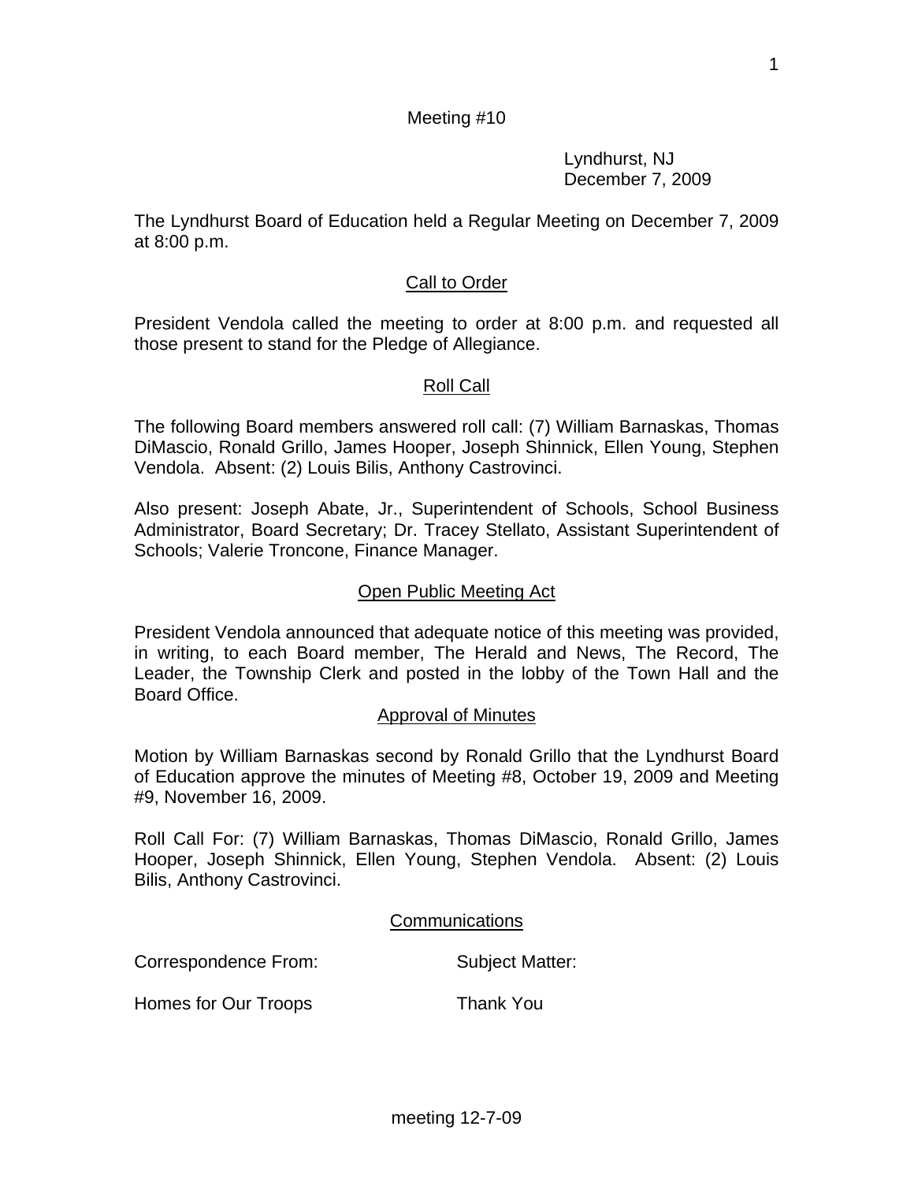Meeting #10

Lyndhurst, NJ
December 7, 2009

The Lyndhurst Board of Education held a Regular Meeting on December 7, 2009 at 8:00 p.m.

## Call to Order

President Vendola called the meeting to order at 8:00 p.m. and requested all those present to stand for the Pledge of Allegiance.

## Roll Call

The following Board members answered roll call: (7) William Barnaskas, Thomas DiMascio, Ronald Grillo, James Hooper, Joseph Shinnick, Ellen Young, Stephen Vendola. Absent: (2) Louis Bilis, Anthony Castrovinci.

Also present: Joseph Abate, Jr., Superintendent of Schools, School Business Administrator, Board Secretary; Dr. Tracey Stellato, Assistant Superintendent of Schools; Valerie Troncone, Finance Manager.

## Open Public Meeting Act

President Vendola announced that adequate notice of this meeting was provided, in writing, to each Board member, The Herald and News, The Record, The Leader, the Township Clerk and posted in the lobby of the Town Hall and the Board Office.

## Approval of Minutes

Motion by William Barnaskas second by Ronald Grillo that the Lyndhurst Board of Education approve the minutes of Meeting #8, October 19, 2009 and Meeting #9, November 16, 2009.

Roll Call For: (7) William Barnaskas, Thomas DiMascio, Ronald Grillo, James Hooper, Joseph Shinnick, Ellen Young, Stephen Vendola. Absent: (2) Louis Bilis, Anthony Castrovinci.

## Communications

| Correspondence From: | Subject Matter: |
|---|---|
| Homes for Our Troops | Thank You |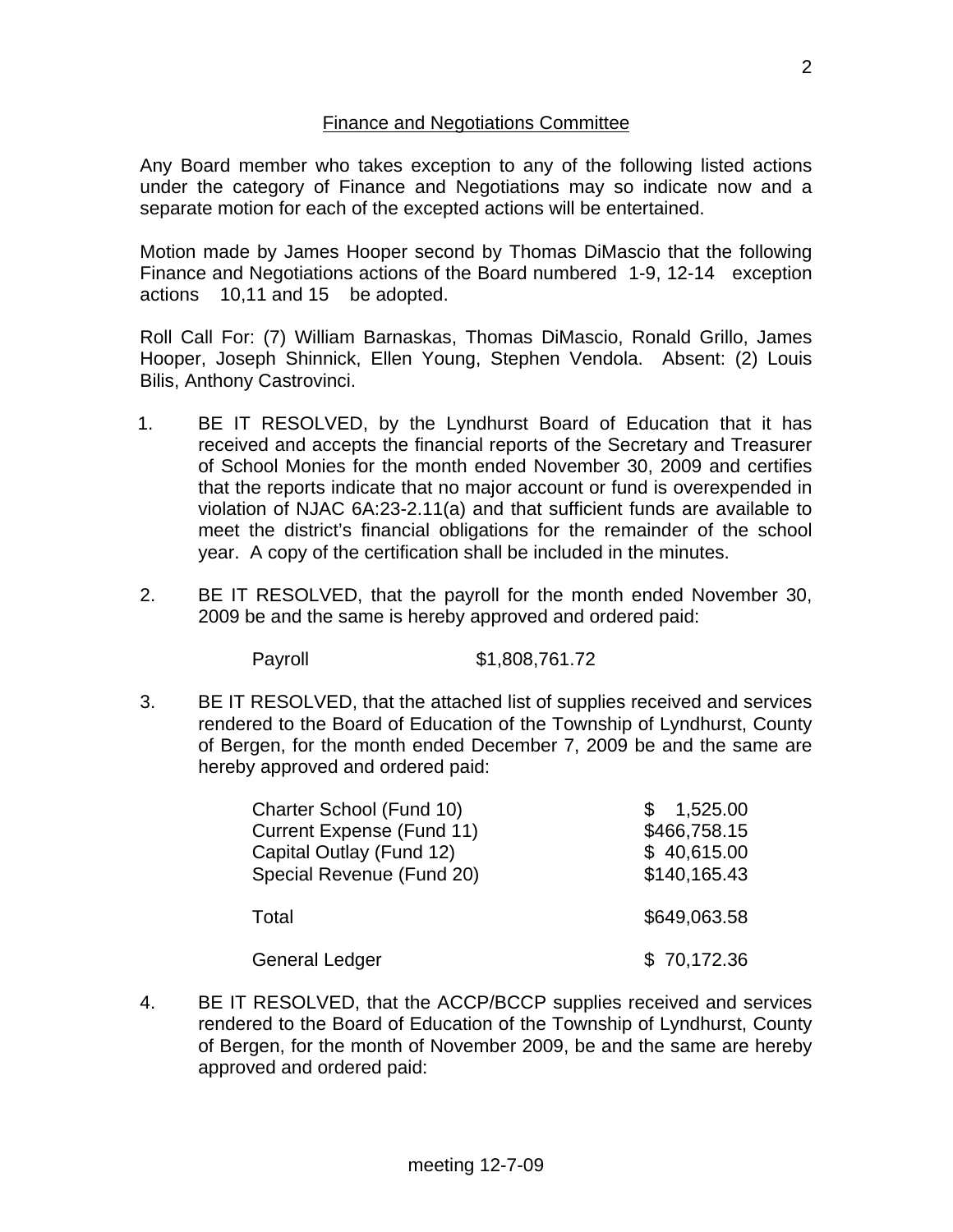## Finance and Negotiations Committee

Any Board member who takes exception to any of the following listed actions under the category of Finance and Negotiations may so indicate now and a separate motion for each of the excepted actions will be entertained.

Motion made by James Hooper second by Thomas DiMascio that the following Finance and Negotiations actions of the Board numbered 1-9, 12-14 exception actions 10,11 and 15 be adopted.

Roll Call For: (7) William Barnaskas, Thomas DiMascio, Ronald Grillo, James Hooper, Joseph Shinnick, Ellen Young, Stephen Vendola. Absent: (2) Louis Bilis, Anthony Castrovinci.

1. BE IT RESOLVED, by the Lyndhurst Board of Education that it has received and accepts the financial reports of the Secretary and Treasurer of School Monies for the month ended November 30, 2009 and certifies that the reports indicate that no major account or fund is overexpended in violation of NJAC 6A:23-2.11(a) and that sufficient funds are available to meet the district's financial obligations for the remainder of the school year. A copy of the certification shall be included in the minutes.

2. BE IT RESOLVED, that the payroll for the month ended November 30, 2009 be and the same is hereby approved and ordered paid:

   Payroll $1,808,761.72

3. BE IT RESOLVED, that the attached list of supplies received and services rendered to the Board of Education of the Township of Lyndhurst, County of Bergen, for the month ended December 7, 2009 be and the same are hereby approved and ordered paid:

| | |
|---|---|
| Charter School (Fund 10) | $ 1,525.00 |
| Current Expense (Fund 11) | $466,758.15 |
| Capital Outlay (Fund 12) | $ 40,615.00 |
| Special Revenue (Fund 20) | $140,165.43 |
| Total | $649,063.58 |
| General Ledger | $ 70,172.36 |

4. BE IT RESOLVED, that the ACCP/BCCP supplies received and services rendered to the Board of Education of the Township of Lyndhurst, County of Bergen, for the month of November 2009, be and the same are hereby approved and ordered paid: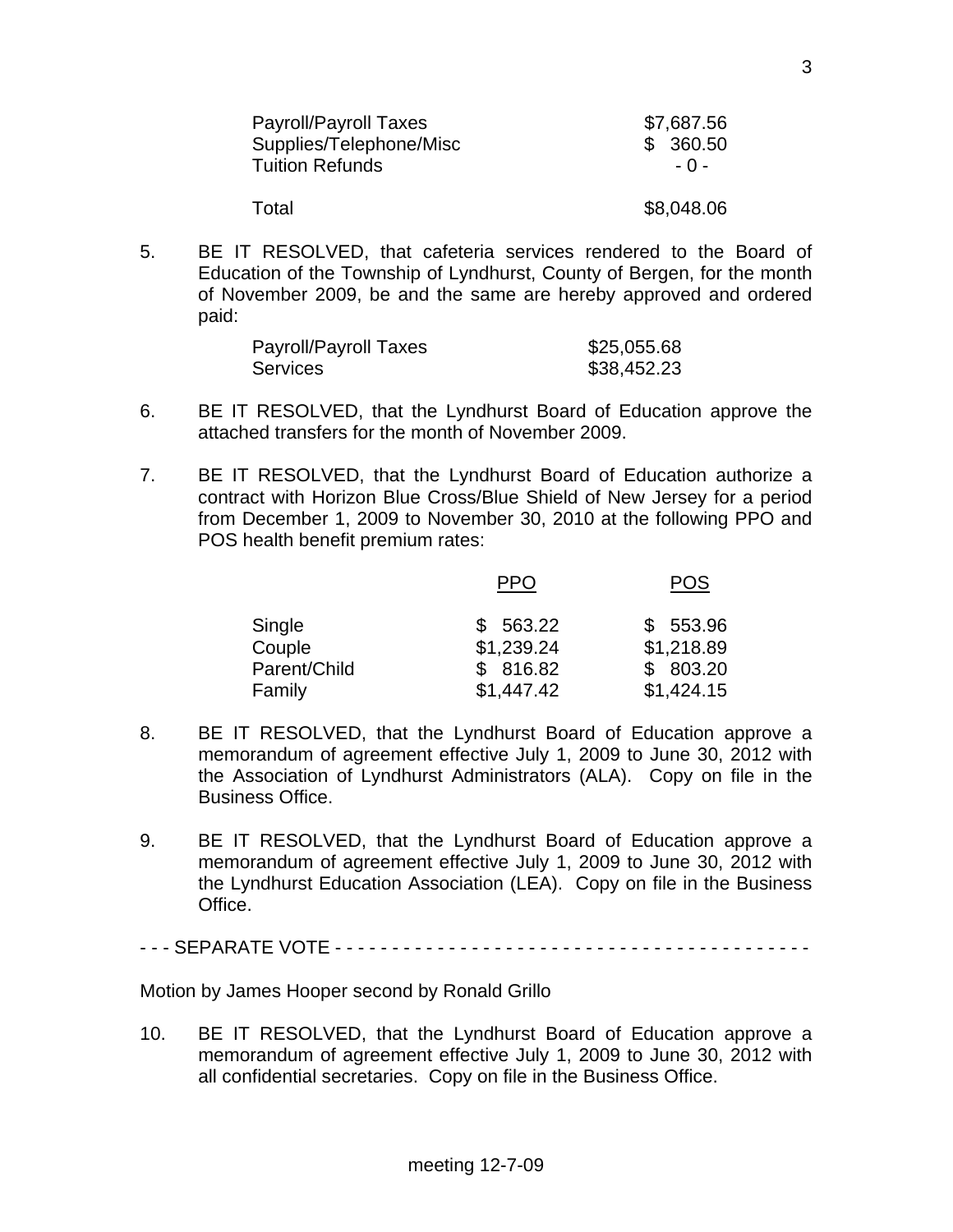| | |
|---|---|
| Payroll/Payroll Taxes | $7,687.56 |
| Supplies/Telephone/Misc | $ 360.50 |
| Tuition Refunds | - 0 - |
| Total | $8,048.06 |

5. BE IT RESOLVED, that cafeteria services rendered to the Board of Education of the Township of Lyndhurst, County of Bergen, for the month of November 2009, be and the same are hereby approved and ordered paid:

| | |
|---|---|
| Payroll/Payroll Taxes | $25,055.68 |
| Services | $38,452.23 |

6. BE IT RESOLVED, that the Lyndhurst Board of Education approve the attached transfers for the month of November 2009.

7. BE IT RESOLVED, that the Lyndhurst Board of Education authorize a contract with Horizon Blue Cross/Blue Shield of New Jersey for a period from December 1, 2009 to November 30, 2010 at the following PPO and POS health benefit premium rates:

| | PPO | POS |
|---|---|---|
| Single | $ 563.22 | $ 553.96 |
| Couple | $1,239.24 | $1,218.89 |
| Parent/Child | $ 816.82 | $ 803.20 |
| Family | $1,447.42 | $1,424.15 |

8. BE IT RESOLVED, that the Lyndhurst Board of Education approve a memorandum of agreement effective July 1, 2009 to June 30, 2012 with the Association of Lyndhurst Administrators (ALA). Copy on file in the Business Office.

9. BE IT RESOLVED, that the Lyndhurst Board of Education approve a memorandum of agreement effective July 1, 2009 to June 30, 2012 with the Lyndhurst Education Association (LEA). Copy on file in the Business Office.

- - - SEPARATE VOTE - - - - - - - - - - - - - - - - - - - - - - - - - - - - - - - - - - - - - - - - - -

Motion by James Hooper second by Ronald Grillo

10. BE IT RESOLVED, that the Lyndhurst Board of Education approve a memorandum of agreement effective July 1, 2009 to June 30, 2012 with all confidential secretaries. Copy on file in the Business Office.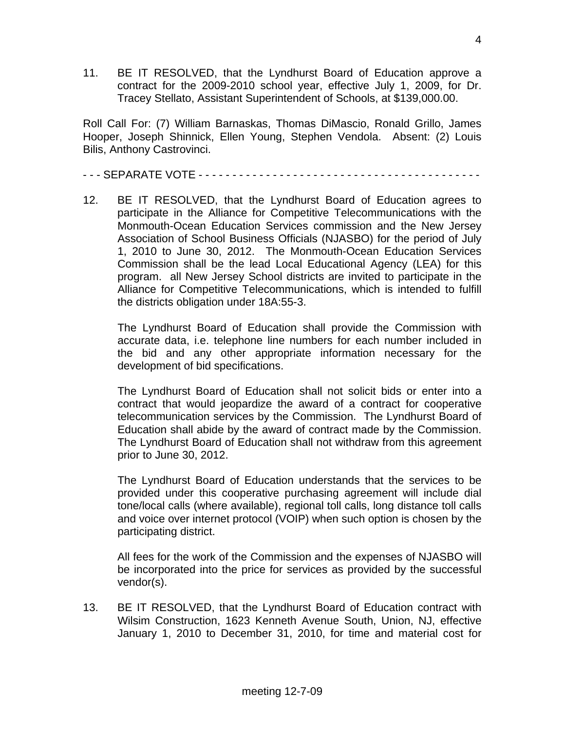11. BE IT RESOLVED, that the Lyndhurst Board of Education approve a contract for the 2009-2010 school year, effective July 1, 2009, for Dr. Tracey Stellato, Assistant Superintendent of Schools, at $139,000.00.

Roll Call For: (7) William Barnaskas, Thomas DiMascio, Ronald Grillo, James Hooper, Joseph Shinnick, Ellen Young, Stephen Vendola. Absent: (2) Louis Bilis, Anthony Castrovinci.

- - - SEPARATE VOTE - - - - - - - - - - - - - - - - - - - - - - - - - - - - - - - - - - - - - - - - - -

12. BE IT RESOLVED, that the Lyndhurst Board of Education agrees to participate in the Alliance for Competitive Telecommunications with the Monmouth-Ocean Education Services commission and the New Jersey Association of School Business Officials (NJASBO) for the period of July 1, 2010 to June 30, 2012. The Monmouth-Ocean Education Services Commission shall be the lead Local Educational Agency (LEA) for this program. all New Jersey School districts are invited to participate in the Alliance for Competitive Telecommunications, which is intended to fulfill the districts obligation under 18A:55-3.

    The Lyndhurst Board of Education shall provide the Commission with accurate data, i.e. telephone line numbers for each number included in the bid and any other appropriate information necessary for the development of bid specifications.

    The Lyndhurst Board of Education shall not solicit bids or enter into a contract that would jeopardize the award of a contract for cooperative telecommunication services by the Commission. The Lyndhurst Board of Education shall abide by the award of contract made by the Commission. The Lyndhurst Board of Education shall not withdraw from this agreement prior to June 30, 2012.

    The Lyndhurst Board of Education understands that the services to be provided under this cooperative purchasing agreement will include dial tone/local calls (where available), regional toll calls, long distance toll calls and voice over internet protocol (VOIP) when such option is chosen by the participating district.

    All fees for the work of the Commission and the expenses of NJASBO will be incorporated into the price for services as provided by the successful vendor(s).

13. BE IT RESOLVED, that the Lyndhurst Board of Education contract with Wilsim Construction, 1623 Kenneth Avenue South, Union, NJ, effective January 1, 2010 to December 31, 2010, for time and material cost for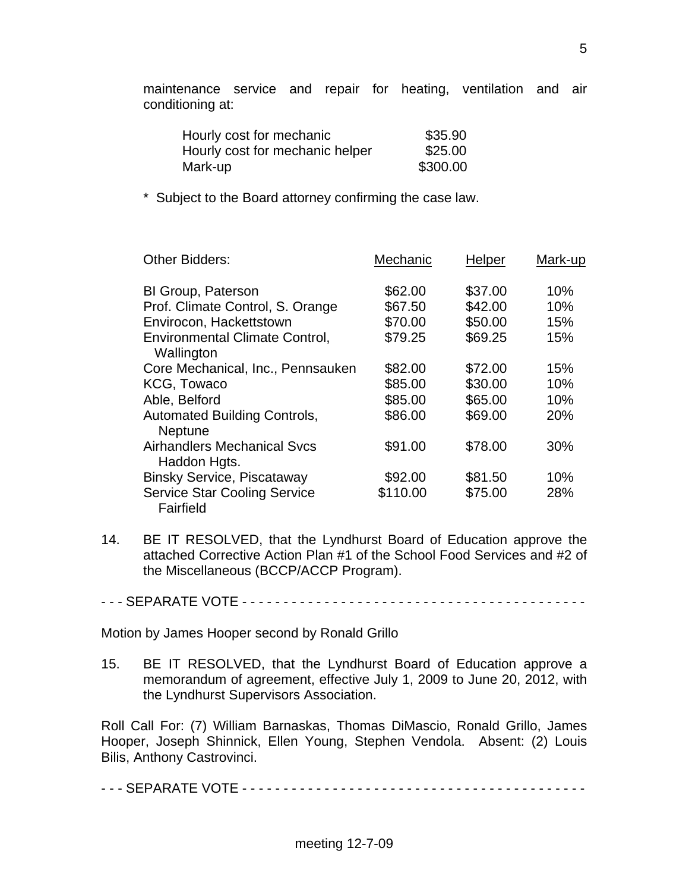maintenance service and repair for heating, ventilation and air conditioning at:

| | |
|---|---|
| Hourly cost for mechanic | $35.90 |
| Hourly cost for mechanic helper | $25.00 |
| Mark-up | $300.00 |

* Subject to the Board attorney confirming the case law.

| Other Bidders: | Mechanic | Helper | Mark-up |
|---|---|---|---|
| BI Group, Paterson | $62.00 | $37.00 | 10% |
| Prof. Climate Control, S. Orange | $67.50 | $42.00 | 10% |
| Envirocon, Hackettstown | $70.00 | $50.00 | 15% |
| Environmental Climate Control, Wallington | $79.25 | $69.25 | 15% |
| Core Mechanical, Inc., Pennsauken | $82.00 | $72.00 | 15% |
| KCG, Towaco | $85.00 | $30.00 | 10% |
| Able, Belford | $85.00 | $65.00 | 10% |
| Automated Building Controls, Neptune | $86.00 | $69.00 | 20% |
| Airhandlers Mechanical Svcs Haddon Hgts. | $91.00 | $78.00 | 30% |
| Binsky Service, Piscataway | $92.00 | $81.50 | 10% |
| Service Star Cooling Service Fairfield | $110.00 | $75.00 | 28% |

14. BE IT RESOLVED, that the Lyndhurst Board of Education approve the attached Corrective Action Plan #1 of the School Food Services and #2 of the Miscellaneous (BCCP/ACCP Program).

- - - SEPARATE VOTE - - - - - - - - - - - - - - - - - - - - - - - - - - - - - - - - - - - - - - - - - -

Motion by James Hooper second by Ronald Grillo

15. BE IT RESOLVED, that the Lyndhurst Board of Education approve a memorandum of agreement, effective July 1, 2009 to June 20, 2012, with the Lyndhurst Supervisors Association.

Roll Call For: (7) William Barnaskas, Thomas DiMascio, Ronald Grillo, James Hooper, Joseph Shinnick, Ellen Young, Stephen Vendola. Absent: (2) Louis Bilis, Anthony Castrovinci.

- - - SEPARATE VOTE - - - - - - - - - - - - - - - - - - - - - - - - - - - - - - - - - - - - - - - - - -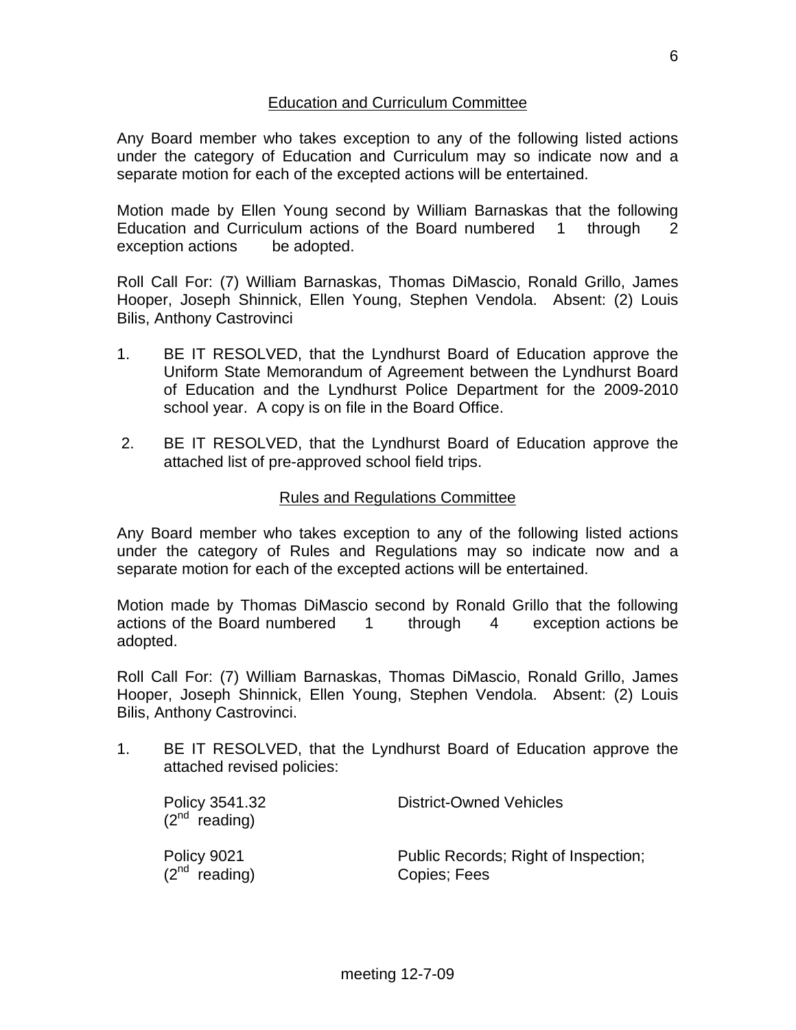## Education and Curriculum Committee

Any Board member who takes exception to any of the following listed actions under the category of Education and Curriculum may so indicate now and a separate motion for each of the excepted actions will be entertained.

Motion made by Ellen Young second by William Barnaskas that the following Education and Curriculum actions of the Board numbered 1 through 2 exception actions be adopted.

Roll Call For: (7) William Barnaskas, Thomas DiMascio, Ronald Grillo, James Hooper, Joseph Shinnick, Ellen Young, Stephen Vendola. Absent: (2) Louis Bilis, Anthony Castrovinci

1. BE IT RESOLVED, that the Lyndhurst Board of Education approve the Uniform State Memorandum of Agreement between the Lyndhurst Board of Education and the Lyndhurst Police Department for the 2009-2010 school year. A copy is on file in the Board Office.

2. BE IT RESOLVED, that the Lyndhurst Board of Education approve the attached list of pre-approved school field trips.

## Rules and Regulations Committee

Any Board member who takes exception to any of the following listed actions under the category of Rules and Regulations may so indicate now and a separate motion for each of the excepted actions will be entertained.

Motion made by Thomas DiMascio second by Ronald Grillo that the following actions of the Board numbered 1 through 4 exception actions be adopted.

Roll Call For: (7) William Barnaskas, Thomas DiMascio, Ronald Grillo, James Hooper, Joseph Shinnick, Ellen Young, Stephen Vendola. Absent: (2) Louis Bilis, Anthony Castrovinci.

1. BE IT RESOLVED, that the Lyndhurst Board of Education approve the attached revised policies:

   Policy 3541.32 (2nd reading) — District-Owned Vehicles

   Policy 9021 (2nd reading) — Public Records; Right of Inspection; Copies; Fees

meeting 12-7-09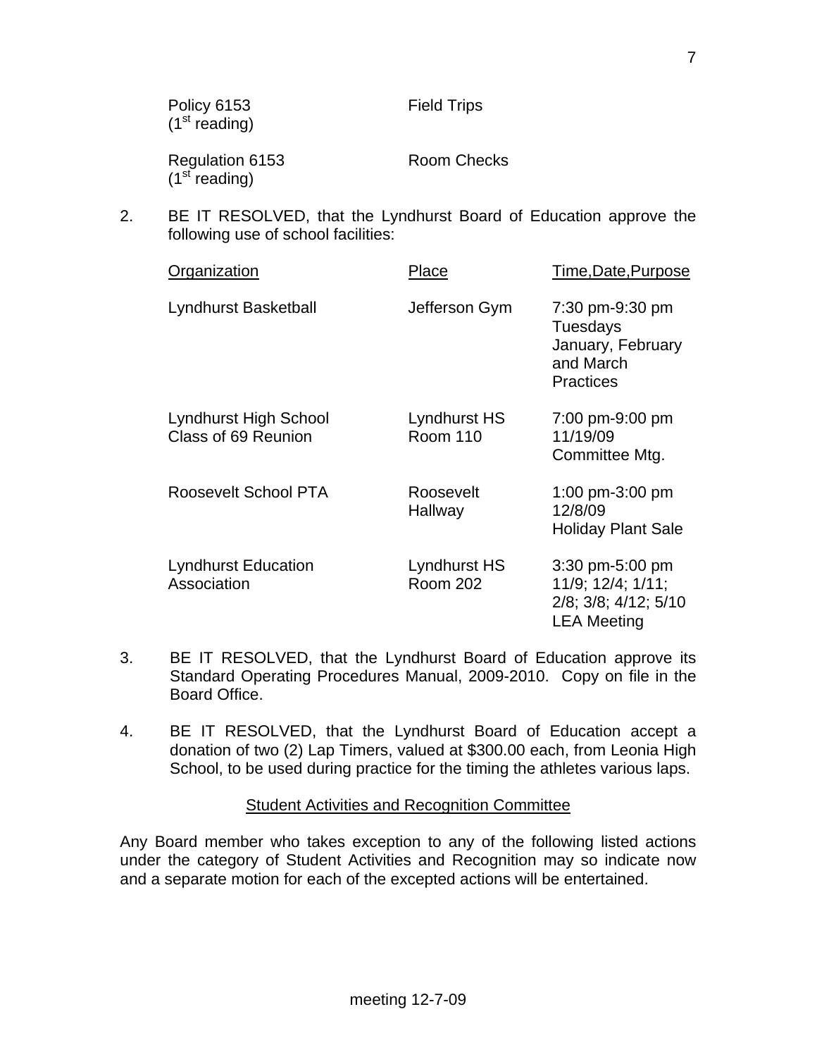Policy 6153 (1st reading) — Field Trips

Regulation 6153 (1st reading) — Room Checks

2. BE IT RESOLVED, that the Lyndhurst Board of Education approve the following use of school facilities:

| Organization | Place | Time,Date,Purpose |
|---|---|---|
| Lyndhurst Basketball | Jefferson Gym | 7:30 pm-9:30 pm Tuesdays January, February and March Practices |
| Lyndhurst High School Class of 69 Reunion | Lyndhurst HS Room 110 | 7:00 pm-9:00 pm 11/19/09 Committee Mtg. |
| Roosevelt School PTA | Roosevelt Hallway | 1:00 pm-3:00 pm 12/8/09 Holiday Plant Sale |
| Lyndhurst Education Association | Lyndhurst HS Room 202 | 3:30 pm-5:00 pm 11/9; 12/4; 1/11; 2/8; 3/8; 4/12; 5/10 LEA Meeting |

3. BE IT RESOLVED, that the Lyndhurst Board of Education approve its Standard Operating Procedures Manual, 2009-2010. Copy on file in the Board Office.

4. BE IT RESOLVED, that the Lyndhurst Board of Education accept a donation of two (2) Lap Timers, valued at $300.00 each, from Leonia High School, to be used during practice for the timing the athletes various laps.

## Student Activities and Recognition Committee

Any Board member who takes exception to any of the following listed actions under the category of Student Activities and Recognition may so indicate now and a separate motion for each of the excepted actions will be entertained.

meeting 12-7-09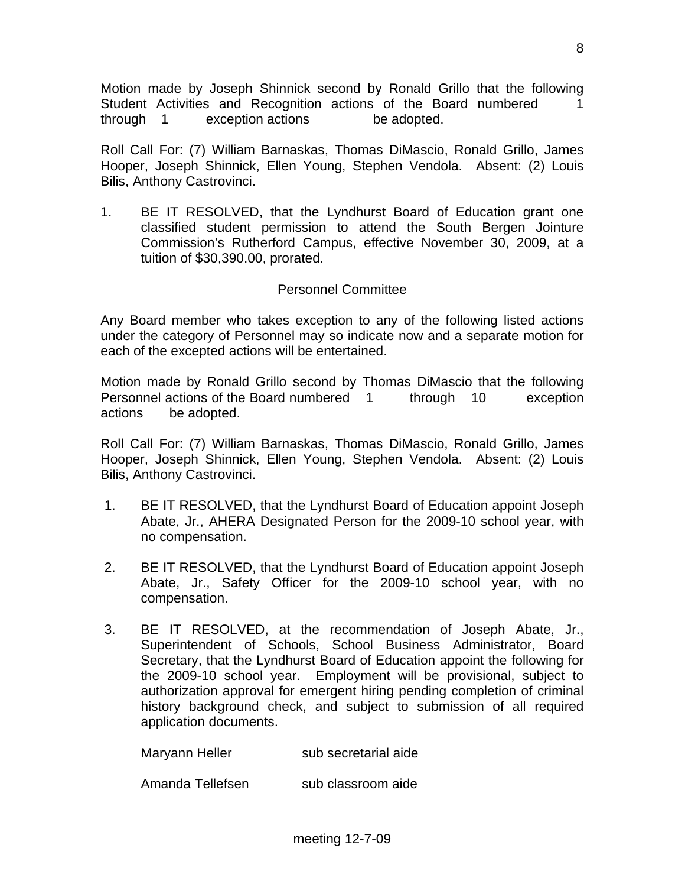Motion made by Joseph Shinnick second by Ronald Grillo that the following Student Activities and Recognition actions of the Board numbered 1 through 1 exception actions be adopted.

Roll Call For: (7) William Barnaskas, Thomas DiMascio, Ronald Grillo, James Hooper, Joseph Shinnick, Ellen Young, Stephen Vendola. Absent: (2) Louis Bilis, Anthony Castrovinci.

1. BE IT RESOLVED, that the Lyndhurst Board of Education grant one classified student permission to attend the South Bergen Jointure Commission's Rutherford Campus, effective November 30, 2009, at a tuition of $30,390.00, prorated.

## Personnel Committee

Any Board member who takes exception to any of the following listed actions under the category of Personnel may so indicate now and a separate motion for each of the excepted actions will be entertained.

Motion made by Ronald Grillo second by Thomas DiMascio that the following Personnel actions of the Board numbered 1 through 10 exception actions be adopted.

Roll Call For: (7) William Barnaskas, Thomas DiMascio, Ronald Grillo, James Hooper, Joseph Shinnick, Ellen Young, Stephen Vendola. Absent: (2) Louis Bilis, Anthony Castrovinci.

1. BE IT RESOLVED, that the Lyndhurst Board of Education appoint Joseph Abate, Jr., AHERA Designated Person for the 2009-10 school year, with no compensation.

2. BE IT RESOLVED, that the Lyndhurst Board of Education appoint Joseph Abate, Jr., Safety Officer for the 2009-10 school year, with no compensation.

3. BE IT RESOLVED, at the recommendation of Joseph Abate, Jr., Superintendent of Schools, School Business Administrator, Board Secretary, that the Lyndhurst Board of Education appoint the following for the 2009-10 school year. Employment will be provisional, subject to authorization approval for emergent hiring pending completion of criminal history background check, and subject to submission of all required application documents.

| | |
|---|---|
| Maryann Heller | sub secretarial aide |
| Amanda Tellefsen | sub classroom aide |

meeting 12-7-09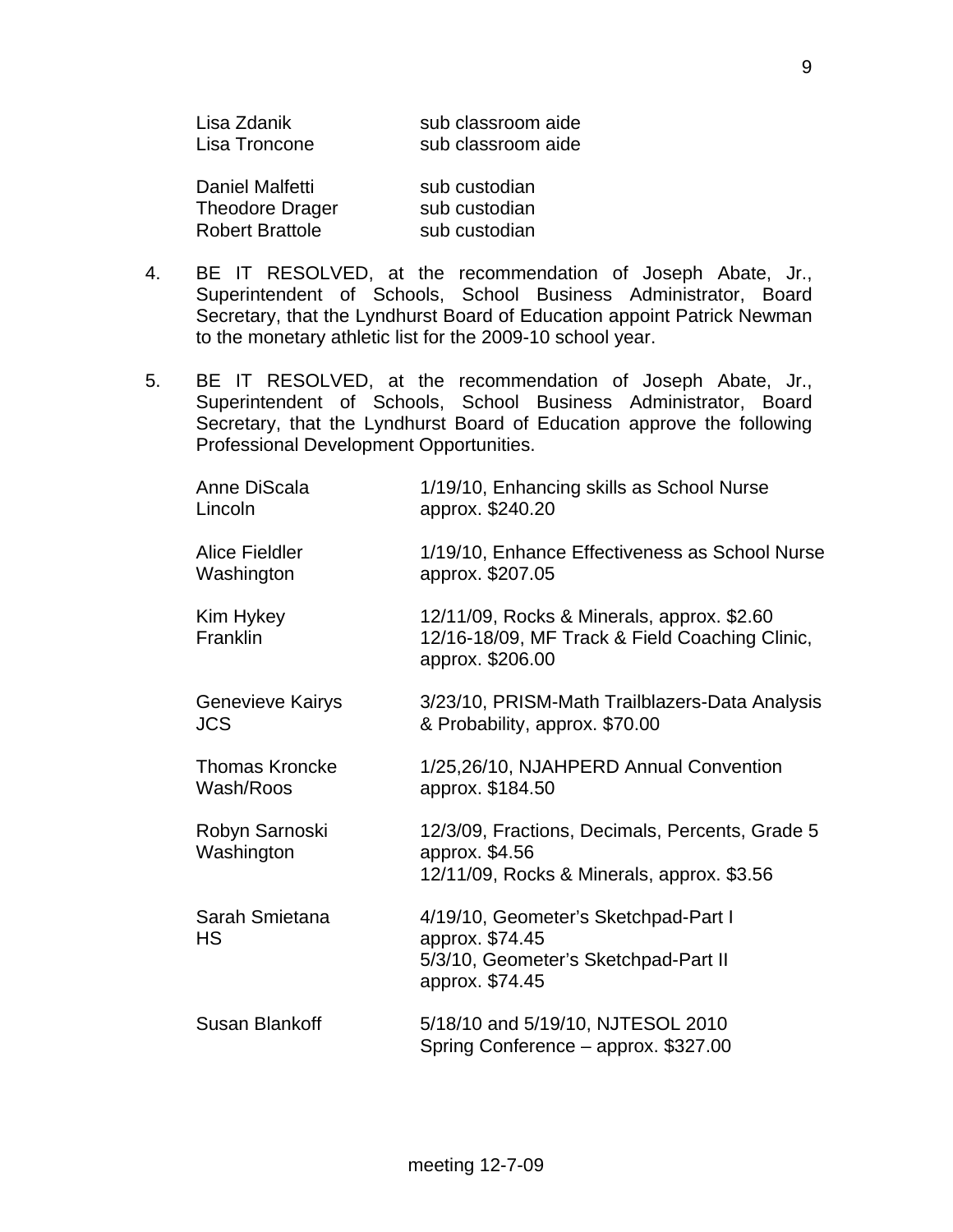| | |
|---|---|
| Lisa Zdanik | sub classroom aide |
| Lisa Troncone | sub classroom aide |
| | |
| Daniel Malfetti | sub custodian |
| Theodore Drager | sub custodian |
| Robert Brattole | sub custodian |

4. BE IT RESOLVED, at the recommendation of Joseph Abate, Jr., Superintendent of Schools, School Business Administrator, Board Secretary, that the Lyndhurst Board of Education appoint Patrick Newman to the monetary athletic list for the 2009-10 school year.

5. BE IT RESOLVED, at the recommendation of Joseph Abate, Jr., Superintendent of Schools, School Business Administrator, Board Secretary, that the Lyndhurst Board of Education approve the following Professional Development Opportunities.

| | |
|---|---|
| Anne DiScala<br>Lincoln | 1/19/10, Enhancing skills as School Nurse<br>approx. $240.20 |
| Alice Fieldler<br>Washington | 1/19/10, Enhance Effectiveness as School Nurse<br>approx. $207.05 |
| Kim Hykey<br>Franklin | 12/11/09, Rocks & Minerals, approx. $2.60<br>12/16-18/09, MF Track & Field Coaching Clinic, approx. $206.00 |
| Genevieve Kairys<br>JCS | 3/23/10, PRISM-Math Trailblazers-Data Analysis & Probability, approx. $70.00 |
| Thomas Kroncke<br>Wash/Roos | 1/25,26/10, NJAHPERD Annual Convention<br>approx. $184.50 |
| Robyn Sarnoski<br>Washington | 12/3/09, Fractions, Decimals, Percents, Grade 5<br>approx. $4.56<br>12/11/09, Rocks & Minerals, approx. $3.56 |
| Sarah Smietana<br>HS | 4/19/10, Geometer's Sketchpad-Part I<br>approx. $74.45<br>5/3/10, Geometer's Sketchpad-Part II<br>approx. $74.45 |
| Susan Blankoff | 5/18/10 and 5/19/10, NJTESOL 2010<br>Spring Conference – approx. $327.00 |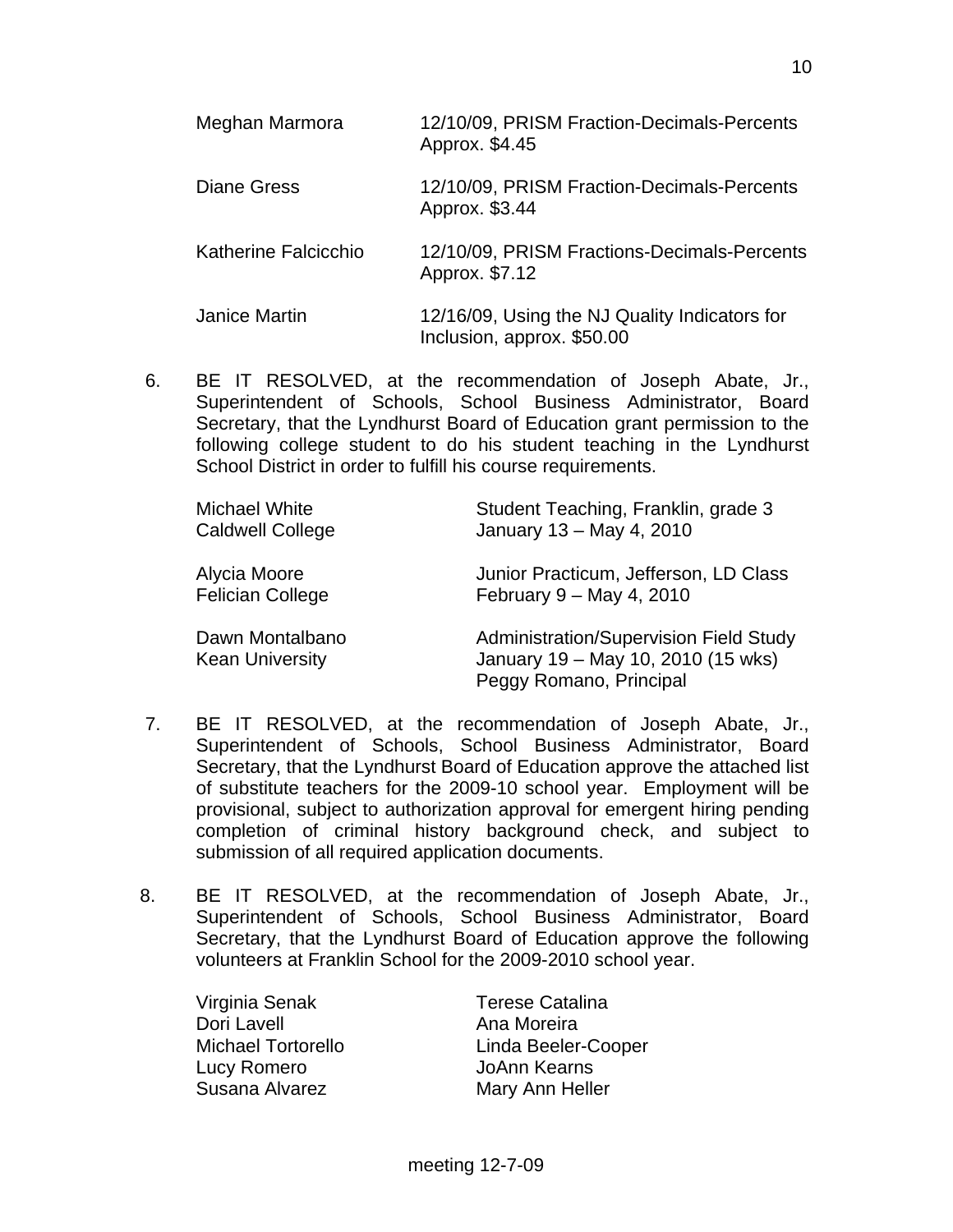| | |
|---|---|
| Meghan Marmora | 12/10/09, PRISM Fraction-Decimals-Percents Approx. $4.45 |
| Diane Gress | 12/10/09, PRISM Fraction-Decimals-Percents Approx. $3.44 |
| Katherine Falcicchio | 12/10/09, PRISM Fractions-Decimals-Percents Approx. $7.12 |
| Janice Martin | 12/16/09, Using the NJ Quality Indicators for Inclusion, approx. $50.00 |

6. BE IT RESOLVED, at the recommendation of Joseph Abate, Jr., Superintendent of Schools, School Business Administrator, Board Secretary, that the Lyndhurst Board of Education grant permission to the following college student to do his student teaching in the Lyndhurst School District in order to fulfill his course requirements.

| | |
|---|---|
| Michael White<br>Caldwell College | Student Teaching, Franklin, grade 3<br>January 13 – May 4, 2010 |
| Alycia Moore<br>Felician College | Junior Practicum, Jefferson, LD Class<br>February 9 – May 4, 2010 |
| Dawn Montalbano<br>Kean University | Administration/Supervision Field Study<br>January 19 – May 10, 2010 (15 wks)<br>Peggy Romano, Principal |

7. BE IT RESOLVED, at the recommendation of Joseph Abate, Jr., Superintendent of Schools, School Business Administrator, Board Secretary, that the Lyndhurst Board of Education approve the attached list of substitute teachers for the 2009-10 school year. Employment will be provisional, subject to authorization approval for emergent hiring pending completion of criminal history background check, and subject to submission of all required application documents.

8. BE IT RESOLVED, at the recommendation of Joseph Abate, Jr., Superintendent of Schools, School Business Administrator, Board Secretary, that the Lyndhurst Board of Education approve the following volunteers at Franklin School for the 2009-2010 school year.

| | |
|---|---|
| Virginia Senak | Terese Catalina |
| Dori Lavell | Ana Moreira |
| Michael Tortorello | Linda Beeler-Cooper |
| Lucy Romero | JoAnn Kearns |
| Susana Alvarez | Mary Ann Heller |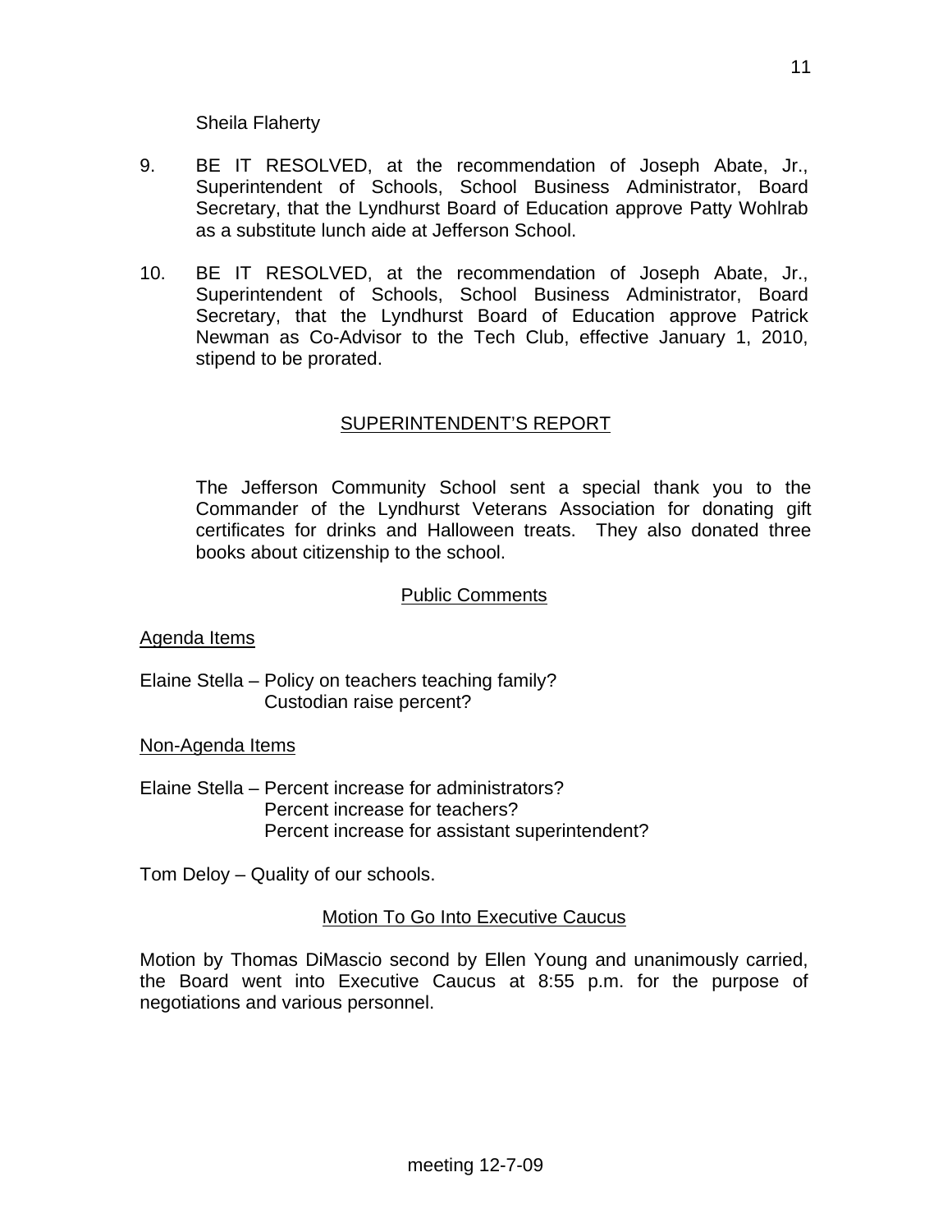Sheila Flaherty

9. BE IT RESOLVED, at the recommendation of Joseph Abate, Jr., Superintendent of Schools, School Business Administrator, Board Secretary, that the Lyndhurst Board of Education approve Patty Wohlrab as a substitute lunch aide at Jefferson School.

10. BE IT RESOLVED, at the recommendation of Joseph Abate, Jr., Superintendent of Schools, School Business Administrator, Board Secretary, that the Lyndhurst Board of Education approve Patrick Newman as Co-Advisor to the Tech Club, effective January 1, 2010, stipend to be prorated.

## SUPERINTENDENT'S REPORT

The Jefferson Community School sent a special thank you to the Commander of the Lyndhurst Veterans Association for donating gift certificates for drinks and Halloween treats. They also donated three books about citizenship to the school.

## Public Comments

Agenda Items

Elaine Stella – Policy on teachers teaching family?
Custodian raise percent?

Non-Agenda Items

Elaine Stella – Percent increase for administrators?
Percent increase for teachers?
Percent increase for assistant superintendent?

Tom Deloy – Quality of our schools.

## Motion To Go Into Executive Caucus

Motion by Thomas DiMascio second by Ellen Young and unanimously carried, the Board went into Executive Caucus at 8:55 p.m. for the purpose of negotiations and various personnel.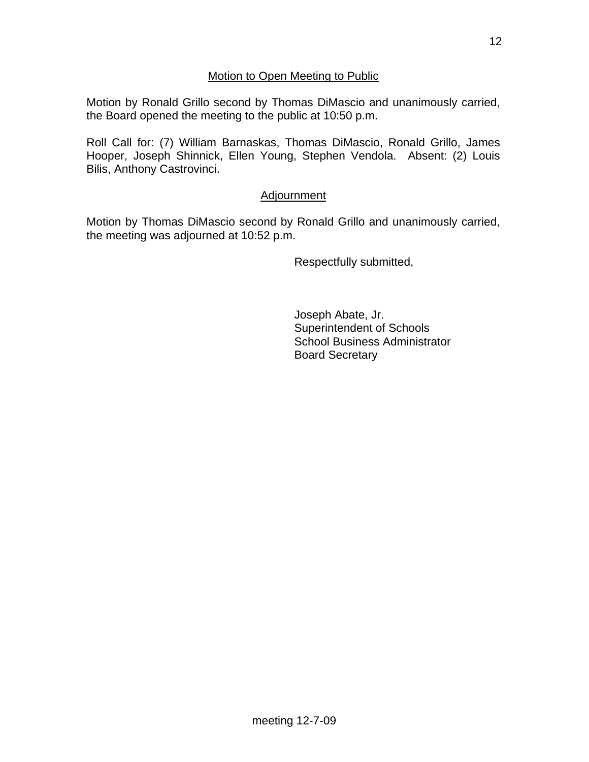## Motion to Open Meeting to Public

Motion by Ronald Grillo second by Thomas DiMascio and unanimously carried, the Board opened the meeting to the public at 10:50 p.m.

Roll Call for: (7) William Barnaskas, Thomas DiMascio, Ronald Grillo, James Hooper, Joseph Shinnick, Ellen Young, Stephen Vendola. Absent: (2) Louis Bilis, Anthony Castrovinci.

## Adjournment

Motion by Thomas DiMascio second by Ronald Grillo and unanimously carried, the meeting was adjourned at 10:52 p.m.

Respectfully submitted,

Joseph Abate, Jr.
Superintendent of Schools
School Business Administrator
Board Secretary